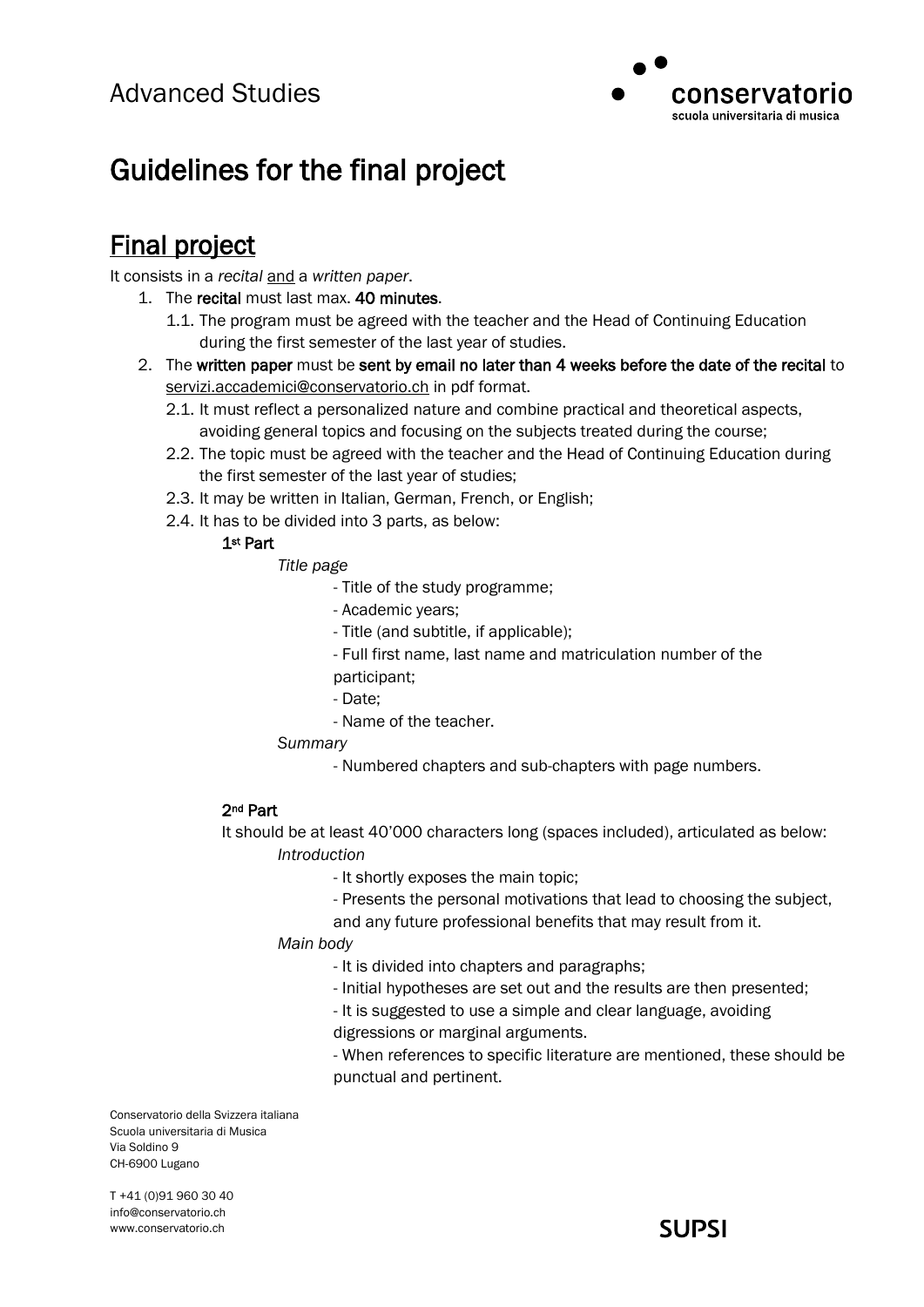Advanced Studies

# Guidelines for the final project

## Final project

It consists in a *recital* and a *written paper*.

1. The **recital** must last max. **40 minutes**.
   1.1. The program must be agreed with the teacher and the Head of Continuing Education during the first semester of the last year of studies.
2. The **written paper** must be **sent by email no later than 4 weeks before the date of the recital** to servizi.accademici@conservatorio.ch in pdf format.
   2.1. It must reflect a personalized nature and combine practical and theoretical aspects, avoiding general topics and focusing on the subjects treated during the course;
   2.2. The topic must be agreed with the teacher and the Head of Continuing Education during the first semester of the last year of studies;
   2.3. It may be written in Italian, German, French, or English;
   2.4. It has to be divided into 3 parts, as below:

**1st Part**

*Title page*

- Title of the study programme;
- Academic years;
- Title (and subtitle, if applicable);
- Full first name, last name and matriculation number of the participant;
- Date;
- Name of the teacher.

*Summary*

- Numbered chapters and sub-chapters with page numbers.

**2nd Part**

It should be at least 40'000 characters long (spaces included), articulated as below:

*Introduction*

- It shortly exposes the main topic;
- Presents the personal motivations that lead to choosing the subject, and any future professional benefits that may result from it.

*Main body*

- It is divided into chapters and paragraphs;
- Initial hypotheses are set out and the results are then presented;
- It is suggested to use a simple and clear language, avoiding digressions or marginal arguments.
- When references to specific literature are mentioned, these should be punctual and pertinent.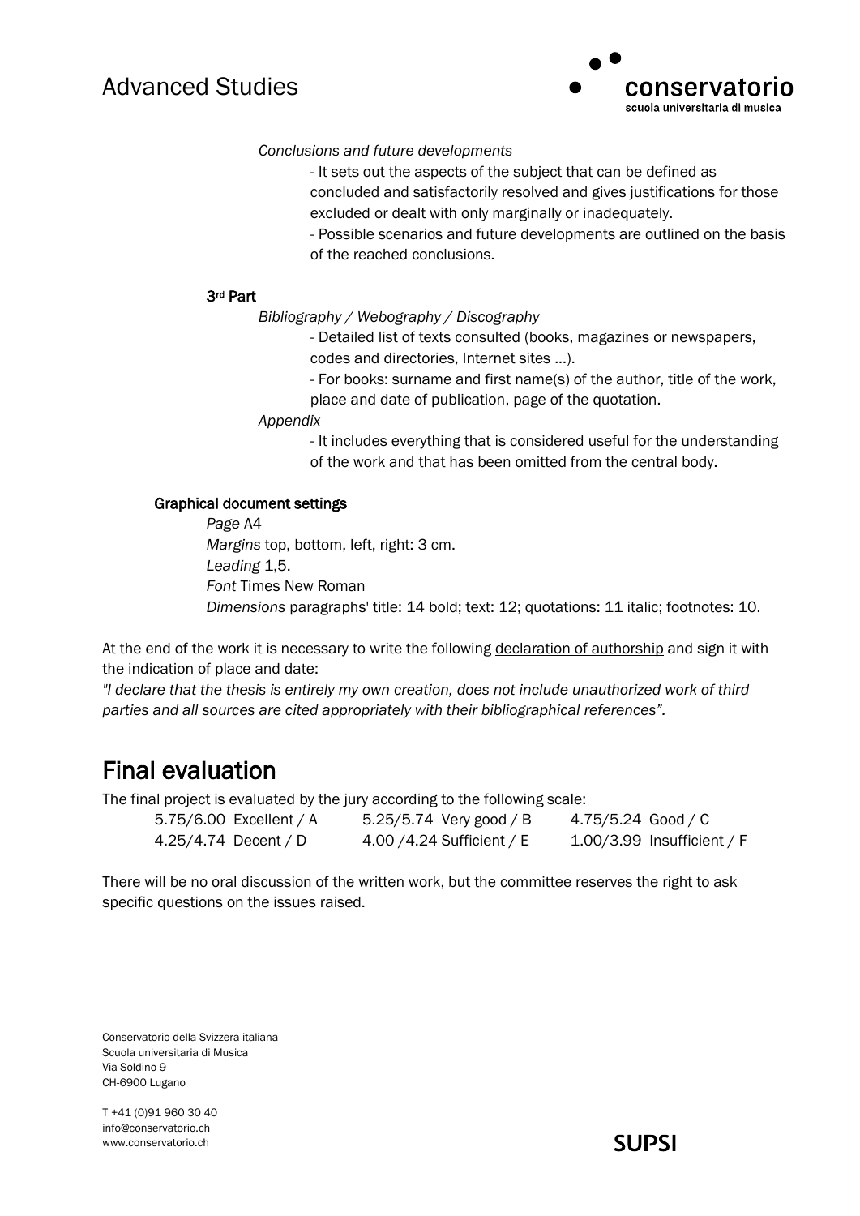*Conclusions and future developments*

- It sets out the aspects of the subject that can be defined as concluded and satisfactorily resolved and gives justifications for those excluded or dealt with only marginally or inadequately.
- Possible scenarios and future developments are outlined on the basis of the reached conclusions.

**3rd Part**

*Bibliography / Webography / Discography*

- Detailed list of texts consulted (books, magazines or newspapers, codes and directories, Internet sites ...).
- For books: surname and first name(s) of the author, title of the work, place and date of publication, page of the quotation.

*Appendix*

- It includes everything that is considered useful for the understanding of the work and that has been omitted from the central body.

**Graphical document settings**

*Page* A4
*Margins* top, bottom, left, right: 3 cm.
*Leading* 1,5.
*Font* Times New Roman
*Dimensions* paragraphs' title: 14 bold; text: 12; quotations: 11 italic; footnotes: 10.

At the end of the work it is necessary to write the following declaration of authorship and sign it with the indication of place and date:

*"I declare that the thesis is entirely my own creation, does not include unauthorized work of third parties and all sources are cited appropriately with their bibliographical references".*

## Final evaluation

The final project is evaluated by the jury according to the following scale:

| | | |
|---|---|---|
| 5.75/6.00 Excellent / A | 5.25/5.74 Very good / B | 4.75/5.24 Good / C |
| 4.25/4.74 Decent / D | 4.00 /4.24 Sufficient / E | 1.00/3.99 Insufficient / F |

There will be no oral discussion of the written work, but the committee reserves the right to ask specific questions on the issues raised.

Conservatorio della Svizzera italiana
Scuola universitaria di Musica
Via Soldino 9
CH-6900 Lugano

T +41 (0)91 960 30 40
info@conservatorio.ch
www.conservatorio.ch